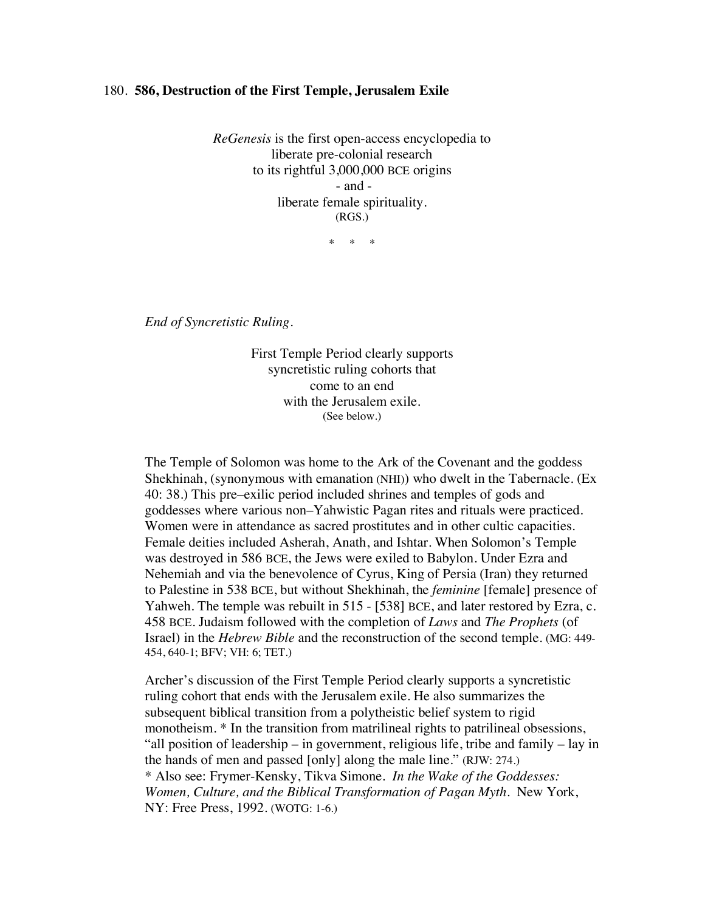180. **586, Destruction of the First Temple, Jerusalem Exile**

*ReGenesis* is the first open-access encyclopedia to
liberate pre-colonial research
to its rightful 3,000,000 BCE origins
- and -
liberate female spirituality.
(RGS.)

\* \* \*

*End of Syncretistic Ruling.*

First Temple Period clearly supports
syncretistic ruling cohorts that
come to an end
with the Jerusalem exile.
(See below.)

The Temple of Solomon was home to the Ark of the Covenant and the goddess Shekhinah, (synonymous with emanation (NHI)) who dwelt in the Tabernacle. (Ex 40: 38.) This pre–exilic period included shrines and temples of gods and goddesses where various non–Yahwistic Pagan rites and rituals were practiced. Women were in attendance as sacred prostitutes and in other cultic capacities. Female deities included Asherah, Anath, and Ishtar. When Solomon's Temple was destroyed in 586 BCE, the Jews were exiled to Babylon. Under Ezra and Nehemiah and via the benevolence of Cyrus, King of Persia (Iran) they returned to Palestine in 538 BCE, but without Shekhinah, the *feminine* [female] presence of Yahweh. The temple was rebuilt in 515 - [538] BCE, and later restored by Ezra, c. 458 BCE. Judaism followed with the completion of *Laws* and *The Prophets* (of Israel) in the *Hebrew Bible* and the reconstruction of the second temple. (MG: 449-454, 640-1; BFV; VH: 6; TET.)

Archer's discussion of the First Temple Period clearly supports a syncretistic ruling cohort that ends with the Jerusalem exile. He also summarizes the subsequent biblical transition from a polytheistic belief system to rigid monotheism. * In the transition from matrilineal rights to patrilineal obsessions, "all position of leadership – in government, religious life, tribe and family – lay in the hands of men and passed [only] along the male line." (RJW: 274.)
\* Also see: Frymer-Kensky, Tikva Simone. *In the Wake of the Goddesses: Women, Culture, and the Biblical Transformation of Pagan Myth.* New York, NY: Free Press, 1992. (WOTG: 1-6.)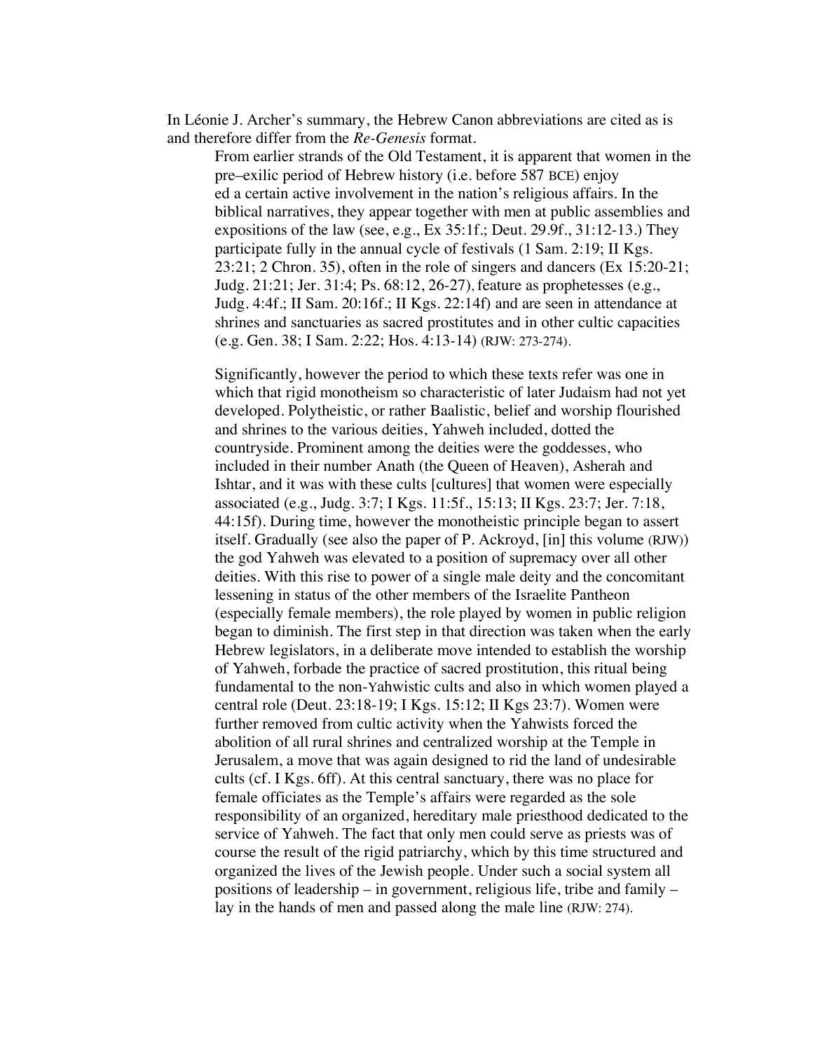In Léonie J. Archer's summary, the Hebrew Canon abbreviations are cited as is and therefore differ from the *Re-Genesis* format.

> From earlier strands of the Old Testament, it is apparent that women in the pre–exilic period of Hebrew history (i.e. before 587 BCE) enjoy ed a certain active involvement in the nation's religious affairs. In the biblical narratives, they appear together with men at public assemblies and expositions of the law (see, e.g., Ex 35:1f.; Deut. 29.9f., 31:12-13.) They participate fully in the annual cycle of festivals (1 Sam. 2:19; II Kgs. 23:21; 2 Chron. 35), often in the role of singers and dancers (Ex 15:20-21; Judg. 21:21; Jer. 31:4; Ps. 68:12, 26-27), feature as prophetesses (e.g., Judg. 4:4f.; II Sam. 20:16f.; II Kgs. 22:14f) and are seen in attendance at shrines and sanctuaries as sacred prostitutes and in other cultic capacities (e.g. Gen. 38; I Sam. 2:22; Hos. 4:13-14) (RJW: 273-274).
>
> Significantly, however the period to which these texts refer was one in which that rigid monotheism so characteristic of later Judaism had not yet developed. Polytheistic, or rather Baalistic, belief and worship flourished and shrines to the various deities, Yahweh included, dotted the countryside. Prominent among the deities were the goddesses, who included in their number Anath (the Queen of Heaven), Asherah and Ishtar, and it was with these cults [cultures] that women were especially associated (e.g., Judg. 3:7; I Kgs. 11:5f., 15:13; II Kgs. 23:7; Jer. 7:18, 44:15f). During time, however the monotheistic principle began to assert itself. Gradually (see also the paper of P. Ackroyd, [in] this volume (RJW)) the god Yahweh was elevated to a position of supremacy over all other deities. With this rise to power of a single male deity and the concomitant lessening in status of the other members of the Israelite Pantheon (especially female members), the role played by women in public religion began to diminish. The first step in that direction was taken when the early Hebrew legislators, in a deliberate move intended to establish the worship of Yahweh, forbade the practice of sacred prostitution, this ritual being fundamental to the non-Yahwistic cults and also in which women played a central role (Deut. 23:18-19; I Kgs. 15:12; II Kgs 23:7). Women were further removed from cultic activity when the Yahwists forced the abolition of all rural shrines and centralized worship at the Temple in Jerusalem, a move that was again designed to rid the land of undesirable cults (cf. I Kgs. 6ff). At this central sanctuary, there was no place for female officiates as the Temple's affairs were regarded as the sole responsibility of an organized, hereditary male priesthood dedicated to the service of Yahweh. The fact that only men could serve as priests was of course the result of the rigid patriarchy, which by this time structured and organized the lives of the Jewish people. Under such a social system all positions of leadership – in government, religious life, tribe and family – lay in the hands of men and passed along the male line (RJW: 274).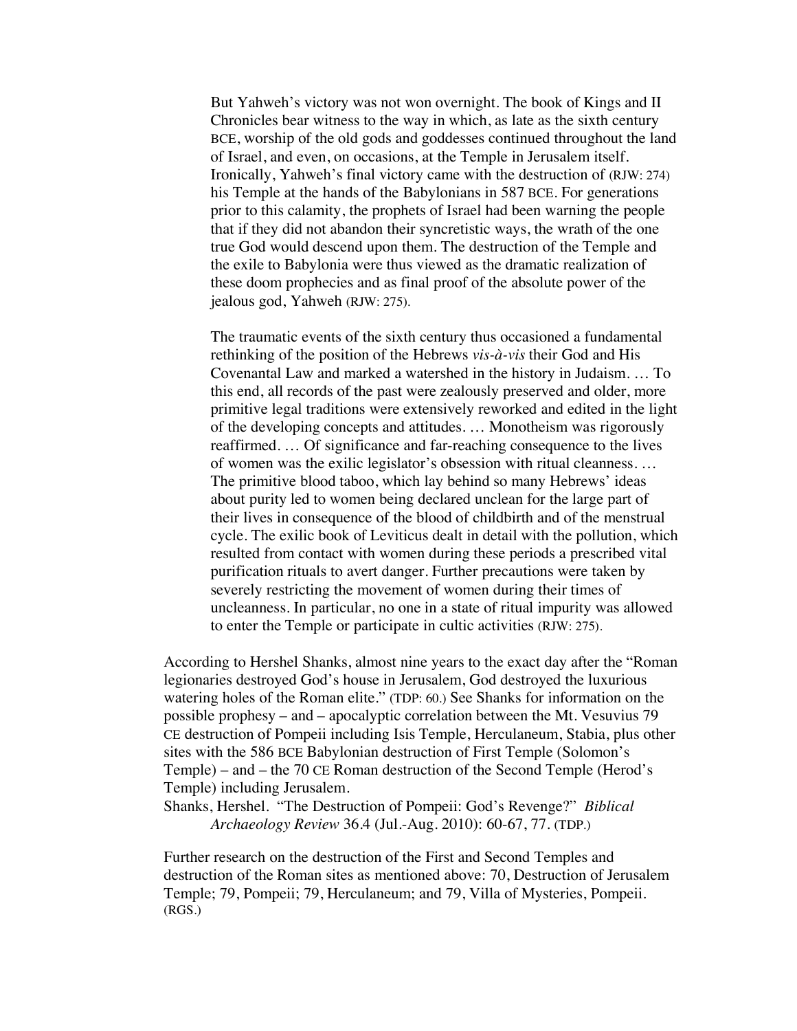> But Yahweh's victory was not won overnight. The book of Kings and II Chronicles bear witness to the way in which, as late as the sixth century BCE, worship of the old gods and goddesses continued throughout the land of Israel, and even, on occasions, at the Temple in Jerusalem itself. Ironically, Yahweh's final victory came with the destruction of (RJW: 274) his Temple at the hands of the Babylonians in 587 BCE. For generations prior to this calamity, the prophets of Israel had been warning the people that if they did not abandon their syncretistic ways, the wrath of the one true God would descend upon them. The destruction of the Temple and the exile to Babylonia were thus viewed as the dramatic realization of these doom prophecies and as final proof of the absolute power of the jealous god, Yahweh (RJW: 275).
>
> The traumatic events of the sixth century thus occasioned a fundamental rethinking of the position of the Hebrews *vis-à-vis* their God and His Covenantal Law and marked a watershed in the history in Judaism. … To this end, all records of the past were zealously preserved and older, more primitive legal traditions were extensively reworked and edited in the light of the developing concepts and attitudes. … Monotheism was rigorously reaffirmed. … Of significance and far-reaching consequence to the lives of women was the exilic legislator's obsession with ritual cleanness. … The primitive blood taboo, which lay behind so many Hebrews' ideas about purity led to women being declared unclean for the large part of their lives in consequence of the blood of childbirth and of the menstrual cycle. The exilic book of Leviticus dealt in detail with the pollution, which resulted from contact with women during these periods a prescribed vital purification rituals to avert danger. Further precautions were taken by severely restricting the movement of women during their times of uncleanness. In particular, no one in a state of ritual impurity was allowed to enter the Temple or participate in cultic activities (RJW: 275).

According to Hershel Shanks, almost nine years to the exact day after the "Roman legionaries destroyed God's house in Jerusalem, God destroyed the luxurious watering holes of the Roman elite." (TDP: 60.) See Shanks for information on the possible prophesy – and – apocalyptic correlation between the Mt. Vesuvius 79 CE destruction of Pompeii including Isis Temple, Herculaneum, Stabia, plus other sites with the 586 BCE Babylonian destruction of First Temple (Solomon's Temple) – and – the 70 CE Roman destruction of the Second Temple (Herod's Temple) including Jerusalem.

Shanks, Hershel. "The Destruction of Pompeii: God's Revenge?" *Biblical Archaeology Review* 36.4 (Jul.-Aug. 2010): 60-67, 77. (TDP.)

Further research on the destruction of the First and Second Temples and destruction of the Roman sites as mentioned above: 70, Destruction of Jerusalem Temple; 79, Pompeii; 79, Herculaneum; and 79, Villa of Mysteries, Pompeii. (RGS.)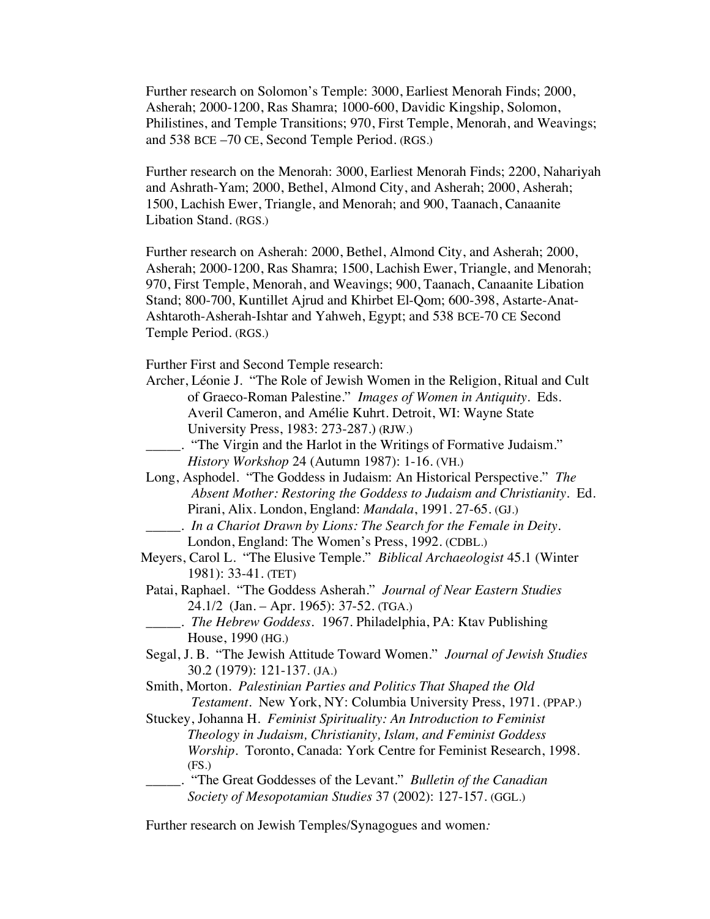Further research on Solomon's Temple: 3000, Earliest Menorah Finds; 2000, Asherah; 2000-1200, Ras Shamra; 1000-600, Davidic Kingship, Solomon, Philistines, and Temple Transitions; 970, First Temple, Menorah, and Weavings; and 538 BCE –70 CE, Second Temple Period. (RGS.)

Further research on the Menorah: 3000, Earliest Menorah Finds; 2200, Nahariyah and Ashrath-Yam; 2000, Bethel, Almond City, and Asherah; 2000, Asherah; 1500, Lachish Ewer, Triangle, and Menorah; and 900, Taanach, Canaanite Libation Stand. (RGS.)

Further research on Asherah: 2000, Bethel, Almond City, and Asherah; 2000, Asherah; 2000-1200, Ras Shamra; 1500, Lachish Ewer, Triangle, and Menorah; 970, First Temple, Menorah, and Weavings; 900, Taanach, Canaanite Libation Stand; 800-700, Kuntillet Ajrud and Khirbet El-Qom; 600-398, Astarte-Anat-Ashtaroth-Asherah-Ishtar and Yahweh, Egypt; and 538 BCE-70 CE Second Temple Period. (RGS.)

Further First and Second Temple research:

Archer, Léonie J. "The Role of Jewish Women in the Religion, Ritual and Cult of Graeco-Roman Palestine." *Images of Women in Antiquity*. Eds. Averil Cameron, and Amélie Kuhrt. Detroit, WI: Wayne State University Press, 1983: 273-287.) (RJW.)

_____. "The Virgin and the Harlot in the Writings of Formative Judaism." *History Workshop* 24 (Autumn 1987): 1-16. (VH.)

Long, Asphodel. "The Goddess in Judaism: An Historical Perspective." *The Absent Mother: Restoring the Goddess to Judaism and Christianity*. Ed. Pirani, Alix. London, England: *Mandala*, 1991. 27-65. (GJ.)

_____. *In a Chariot Drawn by Lions: The Search for the Female in Deity*. London, England: The Women's Press, 1992. (CDBL.)

Meyers, Carol L. "The Elusive Temple." *Biblical Archaeologist* 45.1 (Winter 1981): 33-41. (TET)

Patai, Raphael. "The Goddess Asherah." *Journal of Near Eastern Studies* 24.1/2 (Jan. – Apr. 1965): 37-52. (TGA.)

_____. *The Hebrew Goddess*. 1967. Philadelphia, PA: Ktav Publishing House, 1990 (HG.)

Segal, J. B. "The Jewish Attitude Toward Women." *Journal of Jewish Studies* 30.2 (1979): 121-137. (JA.)

Smith, Morton. *Palestinian Parties and Politics That Shaped the Old Testament*. New York, NY: Columbia University Press, 1971. (PPAP.)

Stuckey, Johanna H. *Feminist Spirituality: An Introduction to Feminist Theology in Judaism, Christianity, Islam, and Feminist Goddess Worship*. Toronto, Canada: York Centre for Feminist Research, 1998. (FS.)

_____. "The Great Goddesses of the Levant." *Bulletin of the Canadian Society of Mesopotamian Studies* 37 (2002): 127-157. (GGL.)

Further research on Jewish Temples/Synagogues and women*:*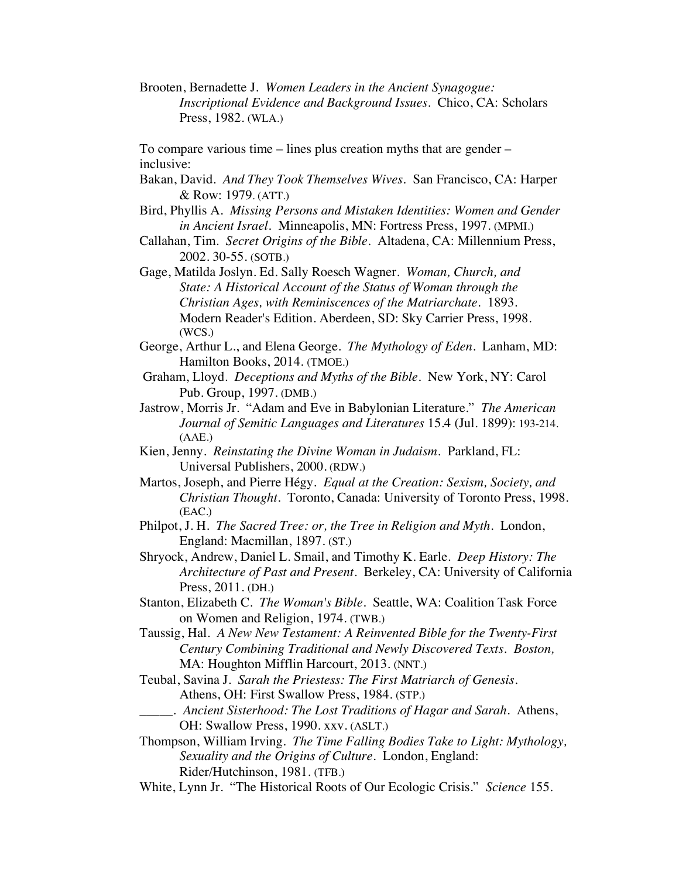Brooten, Bernadette J. *Women Leaders in the Ancient Synagogue: Inscriptional Evidence and Background Issues*. Chico, CA: Scholars Press, 1982. (WLA.)

To compare various time – lines plus creation myths that are gender – inclusive:

Bakan, David. *And They Took Themselves Wives*. San Francisco, CA: Harper & Row: 1979. (ATT.)

Bird, Phyllis A. *Missing Persons and Mistaken Identities: Women and Gender in Ancient Israel*. Minneapolis, MN: Fortress Press, 1997. (MPMI.)

Callahan, Tim. *Secret Origins of the Bible*. Altadena, CA: Millennium Press, 2002. 30-55. (SOTB.)

Gage, Matilda Joslyn. Ed. Sally Roesch Wagner. *Woman, Church, and State: A Historical Account of the Status of Woman through the Christian Ages, with Reminiscences of the Matriarchate*. 1893. Modern Reader's Edition. Aberdeen, SD: Sky Carrier Press, 1998. (WCS.)

George, Arthur L., and Elena George. *The Mythology of Eden*. Lanham, MD: Hamilton Books, 2014. (TMOE.)

Graham, Lloyd. *Deceptions and Myths of the Bible*. New York, NY: Carol Pub. Group, 1997. (DMB.)

Jastrow, Morris Jr. "Adam and Eve in Babylonian Literature." *The American Journal of Semitic Languages and Literatures* 15.4 (Jul. 1899): 193-214. (AAE.)

Kien, Jenny. *Reinstating the Divine Woman in Judaism*. Parkland, FL: Universal Publishers, 2000. (RDW.)

Martos, Joseph, and Pierre Hégy. *Equal at the Creation: Sexism, Society, and Christian Thought*. Toronto, Canada: University of Toronto Press, 1998. (EAC.)

Philpot, J. H. *The Sacred Tree: or, the Tree in Religion and Myth*. London, England: Macmillan, 1897. (ST.)

Shryock, Andrew, Daniel L. Smail, and Timothy K. Earle. *Deep History: The Architecture of Past and Present*. Berkeley, CA: University of California Press, 2011. (DH.)

Stanton, Elizabeth C. *The Woman's Bible*. Seattle, WA: Coalition Task Force on Women and Religion, 1974. (TWB.)

Taussig, Hal. *A New New Testament: A Reinvented Bible for the Twenty-First Century Combining Traditional and Newly Discovered Texts. Boston,* MA: Houghton Mifflin Harcourt, 2013. (NNT.)

Teubal, Savina J. *Sarah the Priestess: The First Matriarch of Genesis*. Athens, OH: First Swallow Press, 1984. (STP.)

_____. *Ancient Sisterhood: The Lost Traditions of Hagar and Sarah*. Athens, OH: Swallow Press, 1990. xxv. (ASLT.)

Thompson, William Irving. *The Time Falling Bodies Take to Light: Mythology, Sexuality and the Origins of Culture*. London, England: Rider/Hutchinson, 1981. (TFB.)

White, Lynn Jr. "The Historical Roots of Our Ecologic Crisis." *Science* 155.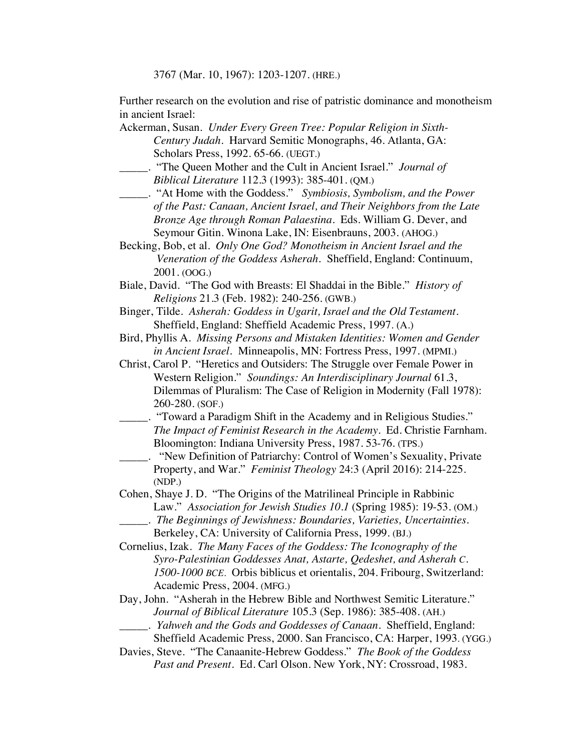3767 (Mar. 10, 1967): 1203-1207. (HRE.)

Further research on the evolution and rise of patristic dominance and monotheism in ancient Israel:

Ackerman, Susan. *Under Every Green Tree: Popular Religion in Sixth-Century Judah*. Harvard Semitic Monographs, 46. Atlanta, GA: Scholars Press, 1992. 65-66. (UEGT.)

_____. "The Queen Mother and the Cult in Ancient Israel." *Journal of Biblical Literature* 112.3 (1993): 385-401. (QM.)

_____. "At Home with the Goddess." *Symbiosis, Symbolism, and the Power of the Past: Canaan, Ancient Israel, and Their Neighbors from the Late Bronze Age through Roman Palaestina*. Eds. William G. Dever, and Seymour Gitin. Winona Lake, IN: Eisenbrauns, 2003. (AHOG.)

Becking, Bob, et al. *Only One God? Monotheism in Ancient Israel and the Veneration of the Goddess Asherah*. Sheffield, England: Continuum, 2001. (OOG.)

Biale, David. "The God with Breasts: El Shaddai in the Bible." *History of Religions* 21.3 (Feb. 1982): 240-256. (GWB.)

Binger, Tilde. *Asherah: Goddess in Ugarit, Israel and the Old Testament*. Sheffield, England: Sheffield Academic Press, 1997. (A.)

Bird, Phyllis A. *Missing Persons and Mistaken Identities: Women and Gender in Ancient Israel*. Minneapolis, MN: Fortress Press, 1997. (MPMI.)

Christ, Carol P. "Heretics and Outsiders: The Struggle over Female Power in Western Religion." *Soundings: An Interdisciplinary Journal* 61.3, Dilemmas of Pluralism: The Case of Religion in Modernity (Fall 1978): 260-280. (SOF.)

_____. "Toward a Paradigm Shift in the Academy and in Religious Studies." *The Impact of Feminist Research in the Academy*. Ed. Christie Farnham. Bloomington: Indiana University Press, 1987. 53-76. (TPS.)

_____. "New Definition of Patriarchy: Control of Women's Sexuality, Private Property, and War." *Feminist Theology* 24:3 (April 2016): 214-225. (NDP.)

Cohen, Shaye J. D. "The Origins of the Matrilineal Principle in Rabbinic Law." *Association for Jewish Studies 10.1* (Spring 1985): 19-53. (OM.)

_____. *The Beginnings of Jewishness: Boundaries, Varieties, Uncertainties*. Berkeley, CA: University of California Press, 1999. (BJ.)

Cornelius, Izak. *The Many Faces of the Goddess: The Iconography of the Syro-Palestinian Goddesses Anat, Astarte, Qedeshet, and Asherah c. 1500-1000 BCE.* Orbis biblicus et orientalis, 204. Fribourg, Switzerland: Academic Press, 2004. (MFG.)

Day, John. "Asherah in the Hebrew Bible and Northwest Semitic Literature." *Journal of Biblical Literature* 105.3 (Sep. 1986): 385-408. (AH.)

_____. *Yahweh and the Gods and Goddesses of Canaan*. Sheffield, England: Sheffield Academic Press, 2000. San Francisco, CA: Harper, 1993. (YGG.)

Davies, Steve. "The Canaanite-Hebrew Goddess." *The Book of the Goddess Past and Present*. Ed. Carl Olson. New York, NY: Crossroad, 1983.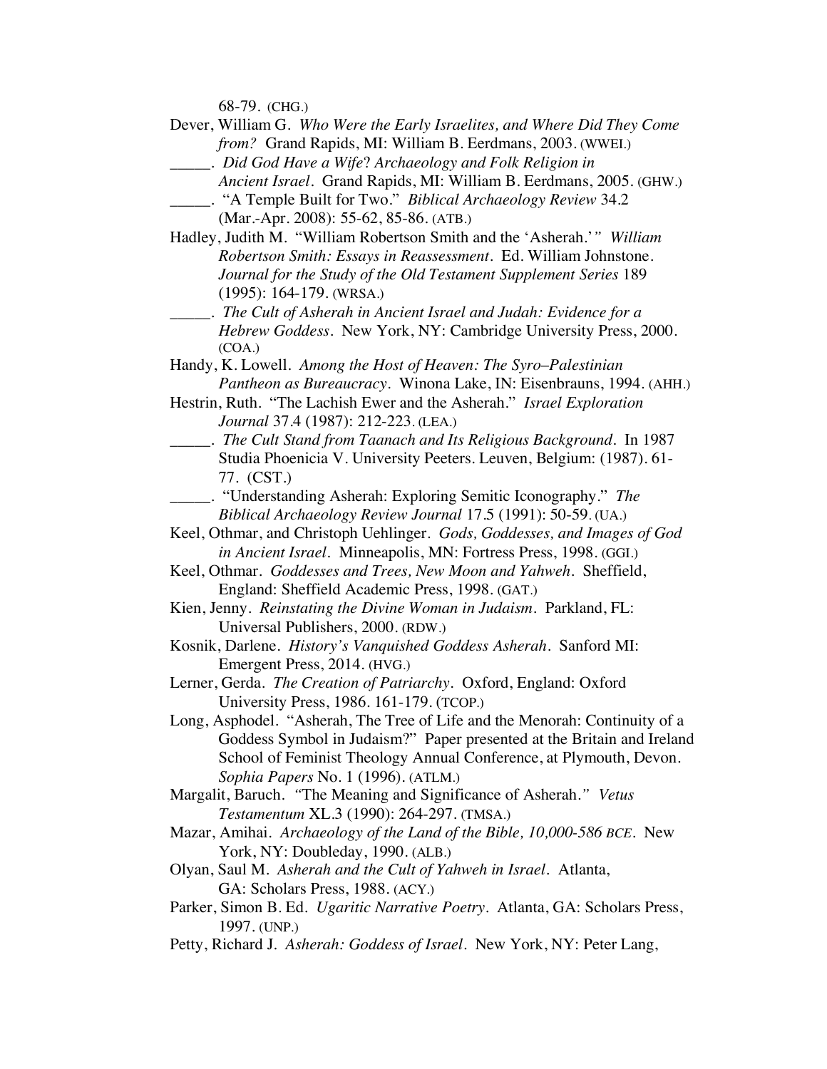68-79. (CHG.)

Dever, William G. *Who Were the Early Israelites, and Where Did They Come from?* Grand Rapids, MI: William B. Eerdmans, 2003. (WWEI.)

_____. *Did God Have a Wife? Archaeology and Folk Religion in Ancient Israel*. Grand Rapids, MI: William B. Eerdmans, 2005. (GHW.)

_____. "A Temple Built for Two." *Biblical Archaeology Review* 34.2 (Mar.-Apr. 2008): 55-62, 85-86. (ATB.)

Hadley, Judith M. "William Robertson Smith and the 'Asherah.'" *William Robertson Smith: Essays in Reassessment*. Ed. William Johnstone. *Journal for the Study of the Old Testament Supplement Series* 189 (1995): 164-179. (WRSA.)

_____. *The Cult of Asherah in Ancient Israel and Judah: Evidence for a Hebrew Goddess*. New York, NY: Cambridge University Press, 2000. (COA.)

Handy, K. Lowell. *Among the Host of Heaven: The Syro–Palestinian Pantheon as Bureaucracy*. Winona Lake, IN: Eisenbrauns, 1994. (AHH.)

Hestrin, Ruth. "The Lachish Ewer and the Asherah." *Israel Exploration Journal* 37.4 (1987): 212-223. (LEA.)

_____. *The Cult Stand from Taanach and Its Religious Background*. In 1987 Studia Phoenicia V. University Peeters. Leuven, Belgium: (1987). 61-77. (CST.)

_____. "Understanding Asherah: Exploring Semitic Iconography." *The Biblical Archaeology Review Journal* 17.5 (1991): 50-59. (UA.)

Keel, Othmar, and Christoph Uehlinger. *Gods, Goddesses, and Images of God in Ancient Israel*. Minneapolis, MN: Fortress Press, 1998. (GGI.)

Keel, Othmar. *Goddesses and Trees, New Moon and Yahweh*. Sheffield, England: Sheffield Academic Press, 1998. (GAT.)

Kien, Jenny. *Reinstating the Divine Woman in Judaism*. Parkland, FL: Universal Publishers, 2000. (RDW.)

Kosnik, Darlene. *History's Vanquished Goddess Asherah*. Sanford MI: Emergent Press, 2014. (HVG.)

Lerner, Gerda. *The Creation of Patriarchy*. Oxford, England: Oxford University Press, 1986. 161-179. (TCOP.)

Long, Asphodel. "Asherah, The Tree of Life and the Menorah: Continuity of a Goddess Symbol in Judaism?" Paper presented at the Britain and Ireland School of Feminist Theology Annual Conference, at Plymouth, Devon. *Sophia Papers* No. 1 (1996). (ATLM.)

Margalit, Baruch. "The Meaning and Significance of Asherah." *Vetus Testamentum* XL.3 (1990): 264-297. (TMSA.)

Mazar, Amihai. *Archaeology of the Land of the Bible, 10,000-586 BCE*. New York, NY: Doubleday, 1990. (ALB.)

Olyan, Saul M. *Asherah and the Cult of Yahweh in Israel*. Atlanta, GA: Scholars Press, 1988. (ACY.)

Parker, Simon B. Ed. *Ugaritic Narrative Poetry*. Atlanta, GA: Scholars Press, 1997. (UNP.)

Petty, Richard J. *Asherah: Goddess of Israel*. New York, NY: Peter Lang,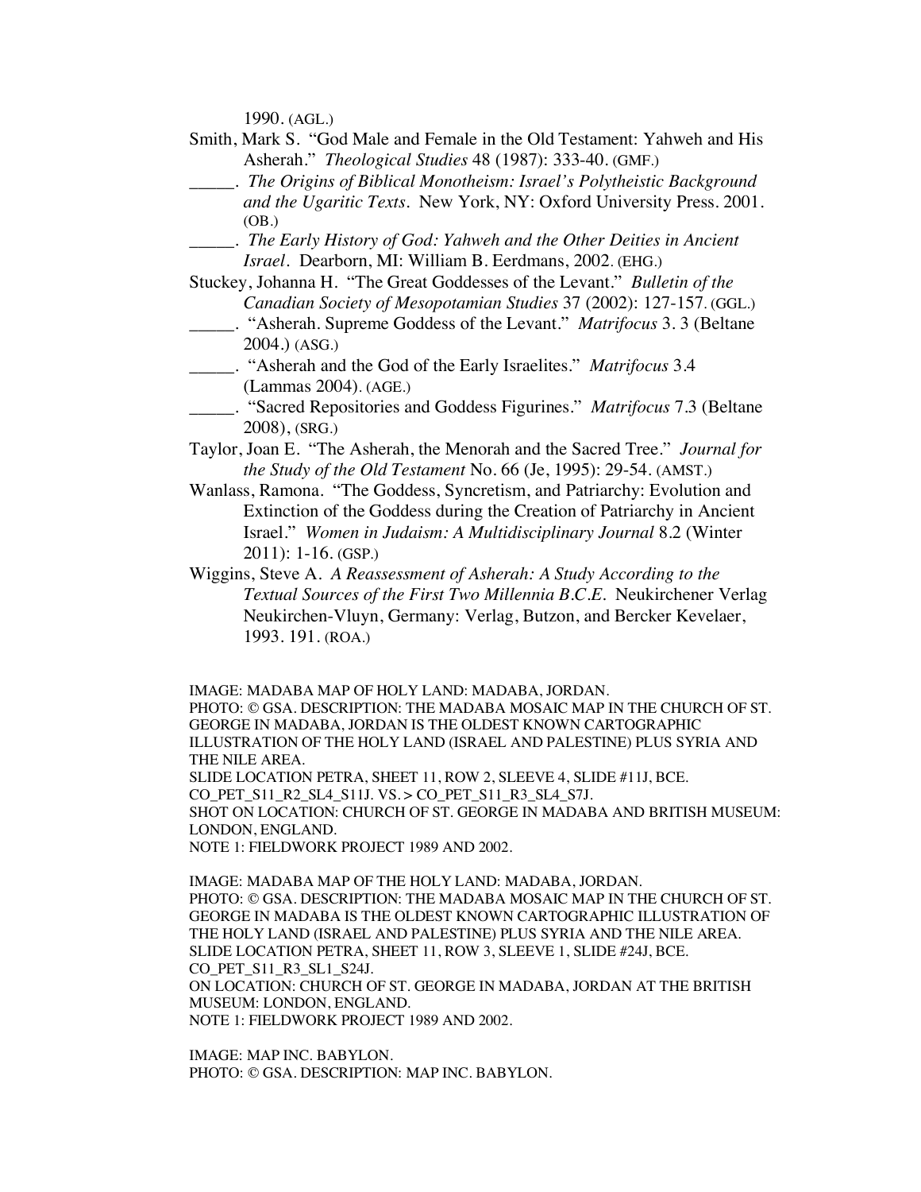1990. (AGL.)

Smith, Mark S. "God Male and Female in the Old Testament: Yahweh and His Asherah." *Theological Studies* 48 (1987): 333-40. (GMF.)

_____. *The Origins of Biblical Monotheism: Israel's Polytheistic Background and the Ugaritic Texts*. New York, NY: Oxford University Press. 2001. (OB.)

_____. *The Early History of God: Yahweh and the Other Deities in Ancient Israel*. Dearborn, MI: William B. Eerdmans, 2002. (EHG.)

Stuckey, Johanna H. "The Great Goddesses of the Levant." *Bulletin of the Canadian Society of Mesopotamian Studies* 37 (2002): 127-157. (GGL.)

_____. "Asherah. Supreme Goddess of the Levant." *Matrifocus* 3. 3 (Beltane 2004.) (ASG.)

_____. "Asherah and the God of the Early Israelites." *Matrifocus* 3.4 (Lammas 2004). (AGE.)

_____. "Sacred Repositories and Goddess Figurines." *Matrifocus* 7.3 (Beltane 2008), (SRG.)

Taylor, Joan E. "The Asherah, the Menorah and the Sacred Tree." *Journal for the Study of the Old Testament* No. 66 (Je, 1995): 29-54. (AMST.)

Wanlass, Ramona. "The Goddess, Syncretism, and Patriarchy: Evolution and Extinction of the Goddess during the Creation of Patriarchy in Ancient Israel." *Women in Judaism: A Multidisciplinary Journal* 8.2 (Winter 2011): 1-16. (GSP.)

Wiggins, Steve A. *A Reassessment of Asherah: A Study According to the Textual Sources of the First Two Millennia B.C.E.* Neukirchener Verlag Neukirchen-Vluyn, Germany: Verlag, Butzon, and Bercker Kevelaer, 1993. 191. (ROA.)

IMAGE: MADABA MAP OF HOLY LAND: MADABA, JORDAN.
PHOTO: © GSA. DESCRIPTION: THE MADABA MOSAIC MAP IN THE CHURCH OF ST. GEORGE IN MADABA, JORDAN IS THE OLDEST KNOWN CARTOGRAPHIC ILLUSTRATION OF THE HOLY LAND (ISRAEL AND PALESTINE) PLUS SYRIA AND THE NILE AREA.
SLIDE LOCATION PETRA, SHEET 11, ROW 2, SLEEVE 4, SLIDE #11J, BCE.
CO_PET_S11_R2_SL4_S11J. VS. > CO_PET_S11_R3_SL4_S7J.
SHOT ON LOCATION: CHURCH OF ST. GEORGE IN MADABA AND BRITISH MUSEUM: LONDON, ENGLAND.
NOTE 1: FIELDWORK PROJECT 1989 AND 2002.

IMAGE: MADABA MAP OF THE HOLY LAND: MADABA, JORDAN.
PHOTO: © GSA. DESCRIPTION: THE MADABA MOSAIC MAP IN THE CHURCH OF ST. GEORGE IN MADABA IS THE OLDEST KNOWN CARTOGRAPHIC ILLUSTRATION OF THE HOLY LAND (ISRAEL AND PALESTINE) PLUS SYRIA AND THE NILE AREA.
SLIDE LOCATION PETRA, SHEET 11, ROW 3, SLEEVE 1, SLIDE #24J, BCE.
CO_PET_S11_R3_SL1_S24J.
ON LOCATION: CHURCH OF ST. GEORGE IN MADABA, JORDAN AT THE BRITISH MUSEUM: LONDON, ENGLAND.
NOTE 1: FIELDWORK PROJECT 1989 AND 2002.

IMAGE: MAP INC. BABYLON.
PHOTO: © GSA. DESCRIPTION: MAP INC. BABYLON.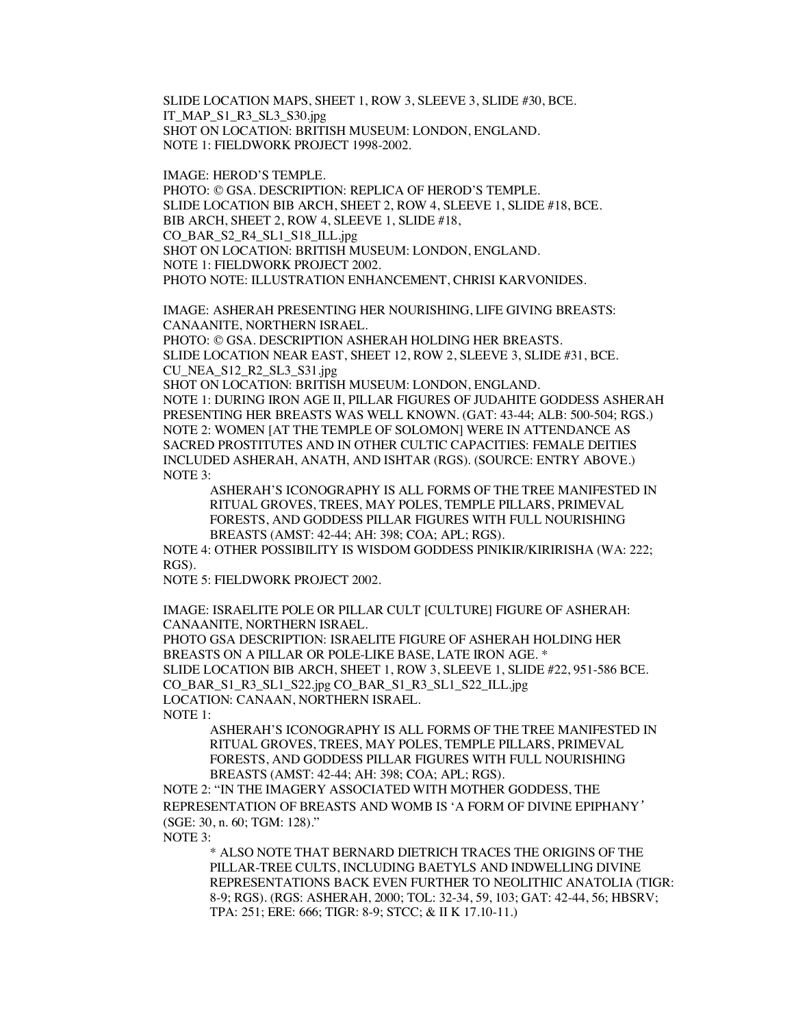SLIDE LOCATION MAPS, SHEET 1, ROW 3, SLEEVE 3, SLIDE #30, BCE.
IT_MAP_S1_R3_SL3_S30.jpg
SHOT ON LOCATION: BRITISH MUSEUM: LONDON, ENGLAND.
NOTE 1: FIELDWORK PROJECT 1998-2002.

IMAGE: HEROD'S TEMPLE.
PHOTO: © GSA. DESCRIPTION: REPLICA OF HEROD'S TEMPLE.
SLIDE LOCATION BIB ARCH, SHEET 2, ROW 4, SLEEVE 1, SLIDE #18, BCE.
BIB ARCH, SHEET 2, ROW 4, SLEEVE 1, SLIDE #18,
CO_BAR_S2_R4_SL1_S18_ILL.jpg
SHOT ON LOCATION: BRITISH MUSEUM: LONDON, ENGLAND.
NOTE 1: FIELDWORK PROJECT 2002.
PHOTO NOTE: ILLUSTRATION ENHANCEMENT, CHRISI KARVONIDES.

IMAGE: ASHERAH PRESENTING HER NOURISHING, LIFE GIVING BREASTS: CANAANITE, NORTHERN ISRAEL.
PHOTO: © GSA. DESCRIPTION ASHERAH HOLDING HER BREASTS.
SLIDE LOCATION NEAR EAST, SHEET 12, ROW 2, SLEEVE 3, SLIDE #31, BCE.
CU_NEA_S12_R2_SL3_S31.jpg
SHOT ON LOCATION: BRITISH MUSEUM: LONDON, ENGLAND.
NOTE 1: DURING IRON AGE II, PILLAR FIGURES OF JUDAHITE GODDESS ASHERAH PRESENTING HER BREASTS WAS WELL KNOWN. (GAT: 43-44; ALB: 500-504; RGS.)
NOTE 2: WOMEN [AT THE TEMPLE OF SOLOMON] WERE IN ATTENDANCE AS SACRED PROSTITUTES AND IN OTHER CULTIC CAPACITIES: FEMALE DEITIES INCLUDED ASHERAH, ANATH, AND ISHTAR (RGS). (SOURCE: ENTRY ABOVE.)
NOTE 3:

> ASHERAH'S ICONOGRAPHY IS ALL FORMS OF THE TREE MANIFESTED IN RITUAL GROVES, TREES, MAY POLES, TEMPLE PILLARS, PRIMEVAL FORESTS, AND GODDESS PILLAR FIGURES WITH FULL NOURISHING BREASTS (AMST: 42-44; AH: 398; COA; APL; RGS).

NOTE 4: OTHER POSSIBILITY IS WISDOM GODDESS PINIKIR/KIRIRISHA (WA: 222; RGS).
NOTE 5: FIELDWORK PROJECT 2002.

IMAGE: ISRAELITE POLE OR PILLAR CULT [CULTURE] FIGURE OF ASHERAH: CANAANITE, NORTHERN ISRAEL.
PHOTO GSA DESCRIPTION: ISRAELITE FIGURE OF ASHERAH HOLDING HER BREASTS ON A PILLAR OR POLE-LIKE BASE, LATE IRON AGE. *
SLIDE LOCATION BIB ARCH, SHEET 1, ROW 3, SLEEVE 1, SLIDE #22, 951-586 BCE.
CO_BAR_S1_R3_SL1_S22.jpg CO_BAR_S1_R3_SL1_S22_ILL.jpg
LOCATION: CANAAN, NORTHERN ISRAEL.
NOTE 1:

> ASHERAH'S ICONOGRAPHY IS ALL FORMS OF THE TREE MANIFESTED IN RITUAL GROVES, TREES, MAY POLES, TEMPLE PILLARS, PRIMEVAL FORESTS, AND GODDESS PILLAR FIGURES WITH FULL NOURISHING BREASTS (AMST: 42-44; AH: 398; COA; APL; RGS).

NOTE 2: "IN THE IMAGERY ASSOCIATED WITH MOTHER GODDESS, THE REPRESENTATION OF BREASTS AND WOMB IS 'A FORM OF DIVINE EPIPHANY' (SGE: 30, n. 60; TGM: 128)."
NOTE 3:

> * ALSO NOTE THAT BERNARD DIETRICH TRACES THE ORIGINS OF THE PILLAR-TREE CULTS, INCLUDING BAETYLS AND INDWELLING DIVINE REPRESENTATIONS BACK EVEN FURTHER TO NEOLITHIC ANATOLIA (TIGR: 8-9; RGS). (RGS: ASHERAH, 2000; TOL: 32-34, 59, 103; GAT: 42-44, 56; HBSRV; TPA: 251; ERE: 666; TIGR: 8-9; STCC; & II K 17.10-11.)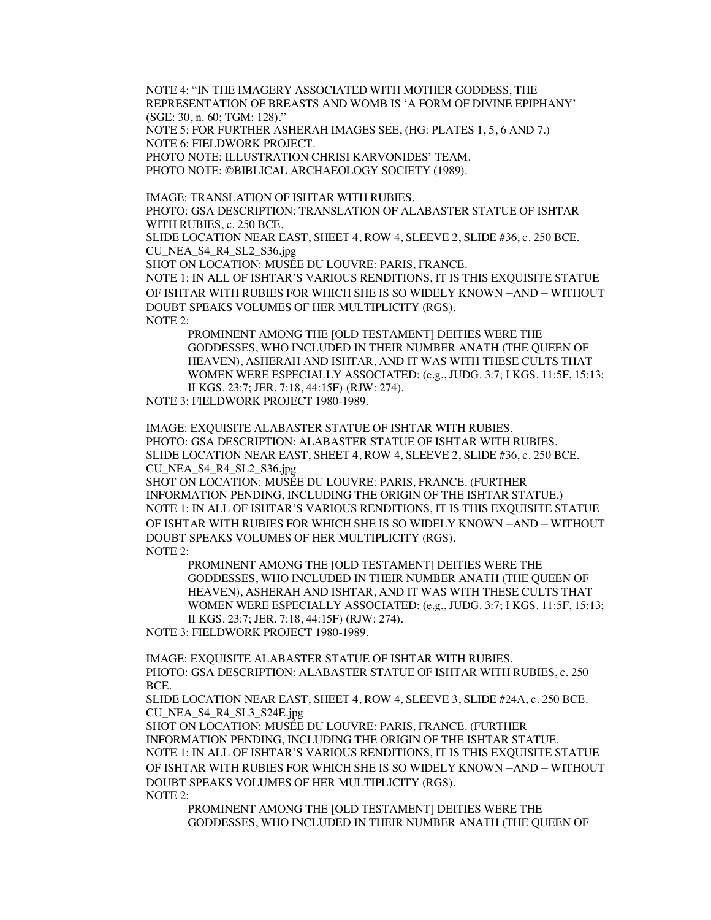NOTE 4: "IN THE IMAGERY ASSOCIATED WITH MOTHER GODDESS, THE REPRESENTATION OF BREASTS AND WOMB IS 'A FORM OF DIVINE EPIPHANY' (SGE: 30, n. 60; TGM: 128)."
NOTE 5: FOR FURTHER ASHERAH IMAGES SEE, (HG: PLATES 1, 5, 6 AND 7.)
NOTE 6: FIELDWORK PROJECT.
PHOTO NOTE: ILLUSTRATION CHRISI KARVONIDES' TEAM.
PHOTO NOTE: ©BIBLICAL ARCHAEOLOGY SOCIETY (1989).

IMAGE: TRANSLATION OF ISHTAR WITH RUBIES.
PHOTO: GSA DESCRIPTION: TRANSLATION OF ALABASTER STATUE OF ISHTAR WITH RUBIES, c. 250 BCE.
SLIDE LOCATION NEAR EAST, SHEET 4, ROW 4, SLEEVE 2, SLIDE #36, c. 250 BCE.
CU_NEA_S4_R4_SL2_S36.jpg
SHOT ON LOCATION: MUSÉE DU LOUVRE: PARIS, FRANCE.
NOTE 1: IN ALL OF ISHTAR'S VARIOUS RENDITIONS, IT IS THIS EXQUISITE STATUE OF ISHTAR WITH RUBIES FOR WHICH SHE IS SO WIDELY KNOWN –AND – WITHOUT DOUBT SPEAKS VOLUMES OF HER MULTIPLICITY (RGS).
NOTE 2:

> PROMINENT AMONG THE [OLD TESTAMENT] DEITIES WERE THE GODDESSES, WHO INCLUDED IN THEIR NUMBER ANATH (THE QUEEN OF HEAVEN), ASHERAH AND ISHTAR, AND IT WAS WITH THESE CULTS THAT WOMEN WERE ESPECIALLY ASSOCIATED: (e.g., JUDG. 3:7; I KGS. 11:5F, 15:13; II KGS. 23:7; JER. 7:18, 44:15F) (RJW: 274).

NOTE 3: FIELDWORK PROJECT 1980-1989.

IMAGE: EXQUISITE ALABASTER STATUE OF ISHTAR WITH RUBIES.
PHOTO: GSA DESCRIPTION: ALABASTER STATUE OF ISHTAR WITH RUBIES.
SLIDE LOCATION NEAR EAST, SHEET 4, ROW 4, SLEEVE 2, SLIDE #36, c. 250 BCE.
CU_NEA_S4_R4_SL2_S36.jpg
SHOT ON LOCATION: MUSÉE DU LOUVRE: PARIS, FRANCE. (FURTHER INFORMATION PENDING, INCLUDING THE ORIGIN OF THE ISHTAR STATUE.)
NOTE 1: IN ALL OF ISHTAR'S VARIOUS RENDITIONS, IT IS THIS EXQUISITE STATUE OF ISHTAR WITH RUBIES FOR WHICH SHE IS SO WIDELY KNOWN –AND – WITHOUT DOUBT SPEAKS VOLUMES OF HER MULTIPLICITY (RGS).
NOTE 2:

> PROMINENT AMONG THE [OLD TESTAMENT] DEITIES WERE THE GODDESSES, WHO INCLUDED IN THEIR NUMBER ANATH (THE QUEEN OF HEAVEN), ASHERAH AND ISHTAR, AND IT WAS WITH THESE CULTS THAT WOMEN WERE ESPECIALLY ASSOCIATED: (e.g., JUDG. 3:7; I KGS. 11:5F, 15:13; II KGS. 23:7; JER. 7:18, 44:15F) (RJW: 274).

NOTE 3: FIELDWORK PROJECT 1980-1989.

IMAGE: EXQUISITE ALABASTER STATUE OF ISHTAR WITH RUBIES.
PHOTO: GSA DESCRIPTION: ALABASTER STATUE OF ISHTAR WITH RUBIES, c. 250 BCE.
SLIDE LOCATION NEAR EAST, SHEET 4, ROW 4, SLEEVE 3, SLIDE #24A, c. 250 BCE.
CU_NEA_S4_R4_SL3_S24E.jpg
SHOT ON LOCATION: MUSÉE DU LOUVRE: PARIS, FRANCE. (FURTHER INFORMATION PENDING, INCLUDING THE ORIGIN OF THE ISHTAR STATUE.
NOTE 1: IN ALL OF ISHTAR'S VARIOUS RENDITIONS, IT IS THIS EXQUISITE STATUE OF ISHTAR WITH RUBIES FOR WHICH SHE IS SO WIDELY KNOWN –AND – WITHOUT DOUBT SPEAKS VOLUMES OF HER MULTIPLICITY (RGS).
NOTE 2:

> PROMINENT AMONG THE [OLD TESTAMENT] DEITIES WERE THE GODDESSES, WHO INCLUDED IN THEIR NUMBER ANATH (THE QUEEN OF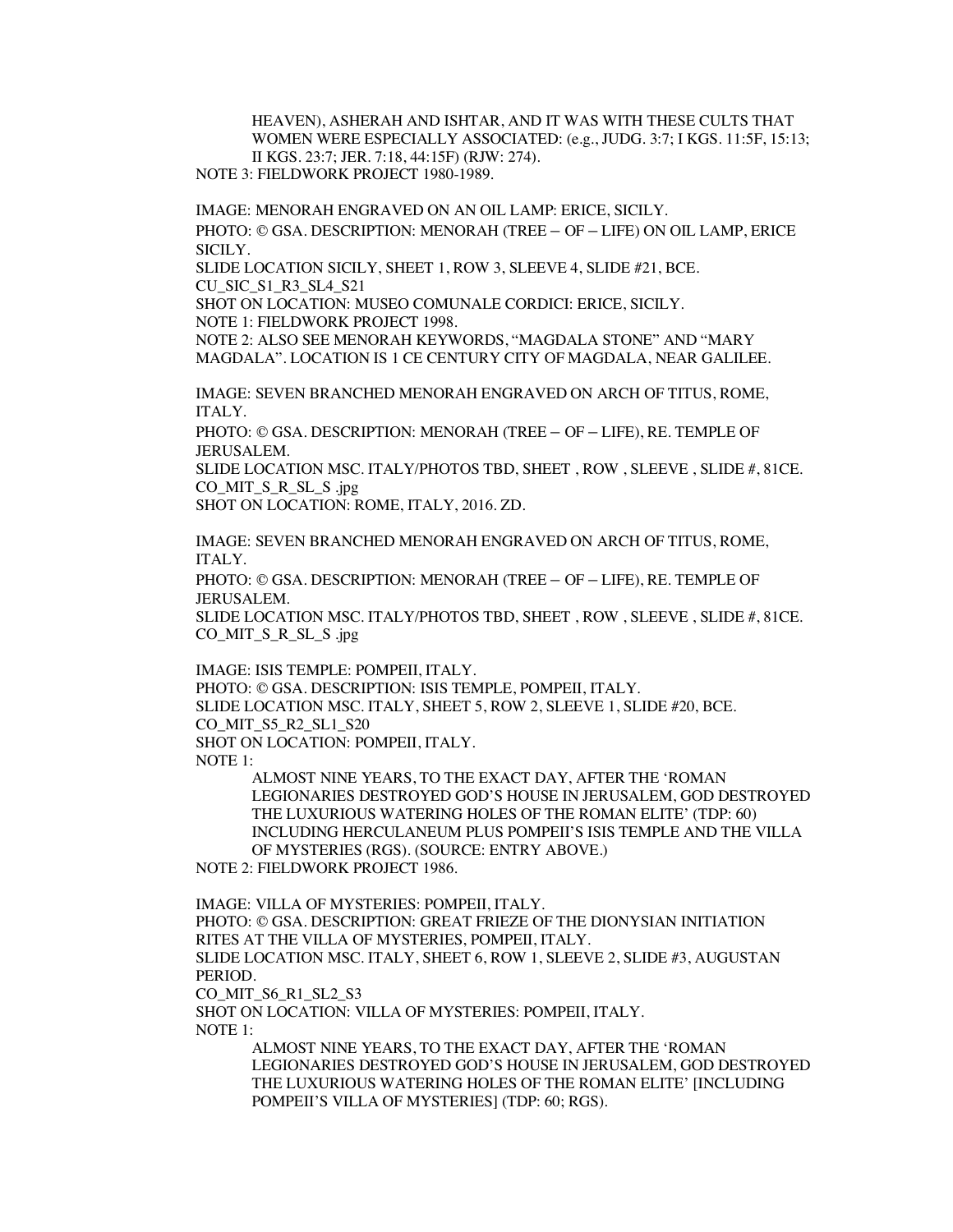HEAVEN), ASHERAH AND ISHTAR, AND IT WAS WITH THESE CULTS THAT WOMEN WERE ESPECIALLY ASSOCIATED: (e.g., JUDG. 3:7; I KGS. 11:5F, 15:13; II KGS. 23:7; JER. 7:18, 44:15F) (RJW: 274).

NOTE 3: FIELDWORK PROJECT 1980-1989.

IMAGE: MENORAH ENGRAVED ON AN OIL LAMP: ERICE, SICILY.
PHOTO: © GSA. DESCRIPTION: MENORAH (TREE – OF – LIFE) ON OIL LAMP, ERICE SICILY.
SLIDE LOCATION SICILY, SHEET 1, ROW 3, SLEEVE 4, SLIDE #21, BCE.
CU_SIC_S1_R3_SL4_S21
SHOT ON LOCATION: MUSEO COMUNALE CORDICI: ERICE, SICILY.
NOTE 1: FIELDWORK PROJECT 1998.
NOTE 2: ALSO SEE MENORAH KEYWORDS, "MAGDALA STONE" AND "MARY MAGDALA". LOCATION IS 1 CE CENTURY CITY OF MAGDALA, NEAR GALILEE.

IMAGE: SEVEN BRANCHED MENORAH ENGRAVED ON ARCH OF TITUS, ROME, ITALY.
PHOTO: © GSA. DESCRIPTION: MENORAH (TREE – OF – LIFE), RE. TEMPLE OF JERUSALEM.
SLIDE LOCATION MSC. ITALY/PHOTOS TBD, SHEET , ROW , SLEEVE , SLIDE #, 81CE.
CO_MIT_S_R_SL_S .jpg
SHOT ON LOCATION: ROME, ITALY, 2016. ZD.

IMAGE: SEVEN BRANCHED MENORAH ENGRAVED ON ARCH OF TITUS, ROME, ITALY.
PHOTO: © GSA. DESCRIPTION: MENORAH (TREE – OF – LIFE), RE. TEMPLE OF JERUSALEM.
SLIDE LOCATION MSC. ITALY/PHOTOS TBD, SHEET , ROW , SLEEVE , SLIDE #, 81CE.
CO_MIT_S_R_SL_S .jpg

IMAGE: ISIS TEMPLE: POMPEII, ITALY.
PHOTO: © GSA. DESCRIPTION: ISIS TEMPLE, POMPEII, ITALY.
SLIDE LOCATION MSC. ITALY, SHEET 5, ROW 2, SLEEVE 1, SLIDE #20, BCE.
CO_MIT_S5_R2_SL1_S20
SHOT ON LOCATION: POMPEII, ITALY.
NOTE 1:

> ALMOST NINE YEARS, TO THE EXACT DAY, AFTER THE 'ROMAN LEGIONARIES DESTROYED GOD'S HOUSE IN JERUSALEM, GOD DESTROYED THE LUXURIOUS WATERING HOLES OF THE ROMAN ELITE' (TDP: 60) INCLUDING HERCULANEUM PLUS POMPEII'S ISIS TEMPLE AND THE VILLA OF MYSTERIES (RGS). (SOURCE: ENTRY ABOVE.)

NOTE 2: FIELDWORK PROJECT 1986.

IMAGE: VILLA OF MYSTERIES: POMPEII, ITALY.
PHOTO: © GSA. DESCRIPTION: GREAT FRIEZE OF THE DIONYSIAN INITIATION RITES AT THE VILLA OF MYSTERIES, POMPEII, ITALY.
SLIDE LOCATION MSC. ITALY, SHEET 6, ROW 1, SLEEVE 2, SLIDE #3, AUGUSTAN PERIOD.
CO_MIT_S6_R1_SL2_S3
SHOT ON LOCATION: VILLA OF MYSTERIES: POMPEII, ITALY.
NOTE 1:

> ALMOST NINE YEARS, TO THE EXACT DAY, AFTER THE 'ROMAN LEGIONARIES DESTROYED GOD'S HOUSE IN JERUSALEM, GOD DESTROYED THE LUXURIOUS WATERING HOLES OF THE ROMAN ELITE' [INCLUDING POMPEII'S VILLA OF MYSTERIES] (TDP: 60; RGS).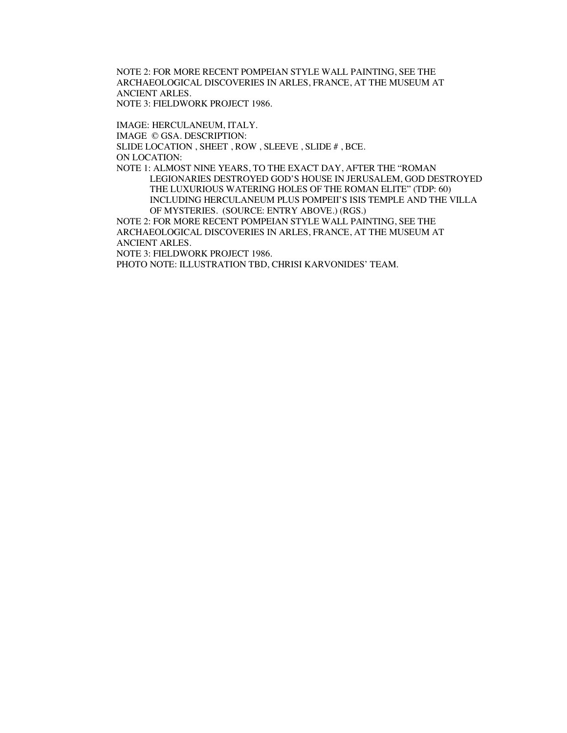NOTE 2: FOR MORE RECENT POMPEIAN STYLE WALL PAINTING, SEE THE ARCHAEOLOGICAL DISCOVERIES IN ARLES, FRANCE, AT THE MUSEUM AT ANCIENT ARLES.
NOTE 3: FIELDWORK PROJECT 1986.

IMAGE: HERCULANEUM, ITALY.
IMAGE © GSA. DESCRIPTION:
SLIDE LOCATION , SHEET , ROW , SLEEVE , SLIDE # , BCE.
ON LOCATION:
NOTE 1: ALMOST NINE YEARS, TO THE EXACT DAY, AFTER THE "ROMAN LEGIONARIES DESTROYED GOD'S HOUSE IN JERUSALEM, GOD DESTROYED THE LUXURIOUS WATERING HOLES OF THE ROMAN ELITE" (TDP: 60) INCLUDING HERCULANEUM PLUS POMPEII'S ISIS TEMPLE AND THE VILLA OF MYSTERIES. (SOURCE: ENTRY ABOVE.) (RGS.)
NOTE 2: FOR MORE RECENT POMPEIAN STYLE WALL PAINTING, SEE THE ARCHAEOLOGICAL DISCOVERIES IN ARLES, FRANCE, AT THE MUSEUM AT ANCIENT ARLES.
NOTE 3: FIELDWORK PROJECT 1986.
PHOTO NOTE: ILLUSTRATION TBD, CHRISI KARVONIDES' TEAM.